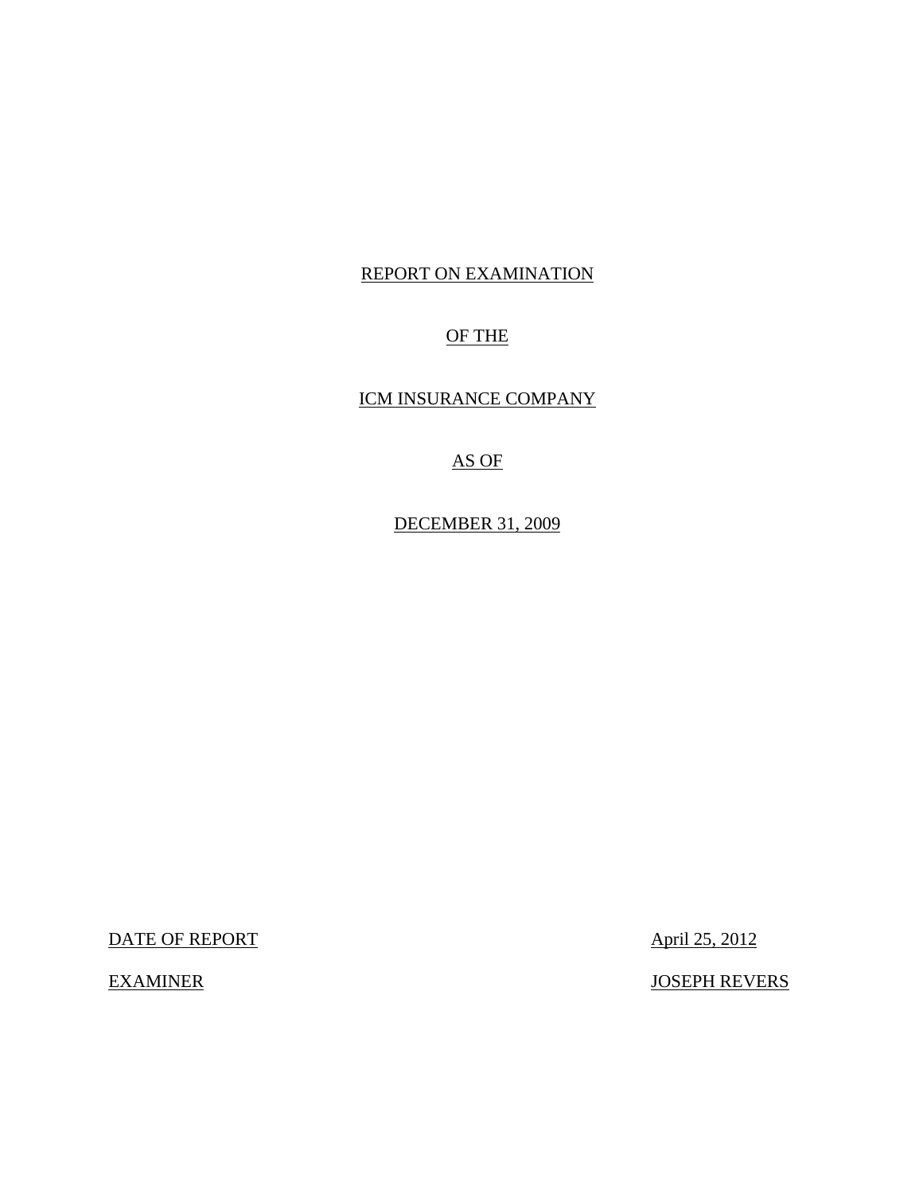REPORT ON EXAMINATION

OF THE

ICM INSURANCE COMPANY

AS OF

DECEMBER 31, 2009

DATE OF REPORT April 25, 2012

EXAMINER JOSEPH REVERS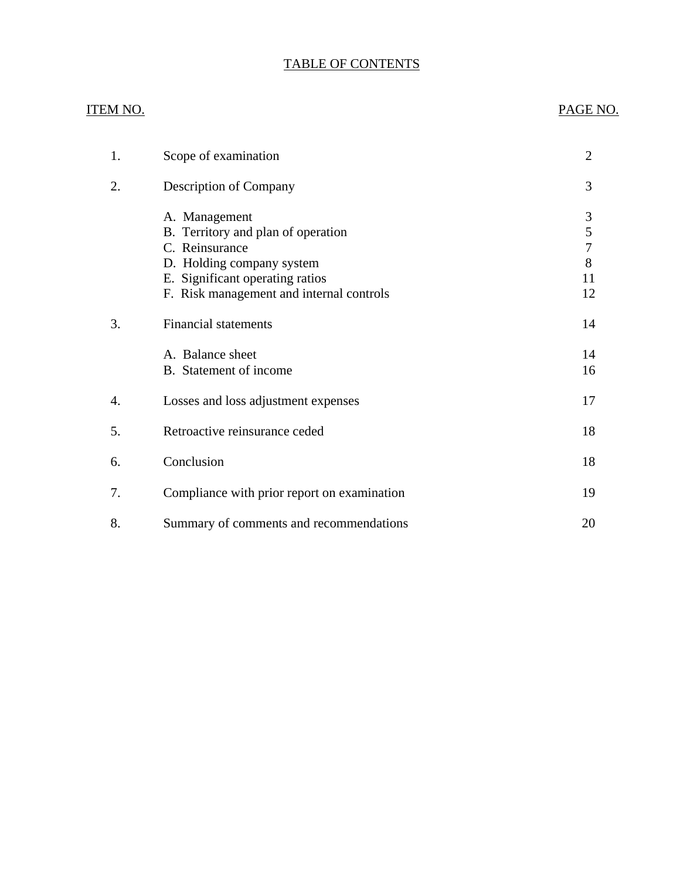# TABLE OF CONTENTS

| ITEM NO. | | PAGE NO. |
|---|---|---|
| 1. | Scope of examination | 2 |
| 2. | Description of Company | 3 |
| | A. Management | 3 |
| | B. Territory and plan of operation | 5 |
| | C. Reinsurance | 7 |
| | D. Holding company system | 8 |
| | E. Significant operating ratios | 11 |
| | F. Risk management and internal controls | 12 |
| 3. | Financial statements | 14 |
| | A. Balance sheet | 14 |
| | B. Statement of income | 16 |
| 4. | Losses and loss adjustment expenses | 17 |
| 5. | Retroactive reinsurance ceded | 18 |
| 6. | Conclusion | 18 |
| 7. | Compliance with prior report on examination | 19 |
| 8. | Summary of comments and recommendations | 20 |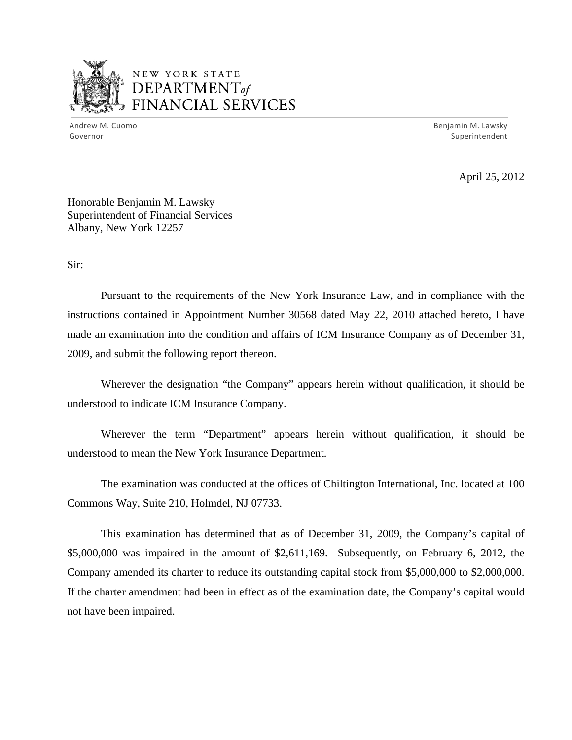NEW YORK STATE
DEPARTMENT *of*
FINANCIAL SERVICES

Andrew M. Cuomo
Governor

Benjamin M. Lawsky
Superintendent

April 25, 2012

Honorable Benjamin M. Lawsky
Superintendent of Financial Services
Albany, New York 12257

Sir:

Pursuant to the requirements of the New York Insurance Law, and in compliance with the instructions contained in Appointment Number 30568 dated May 22, 2010 attached hereto, I have made an examination into the condition and affairs of ICM Insurance Company as of December 31, 2009, and submit the following report thereon.

Wherever the designation "the Company" appears herein without qualification, it should be understood to indicate ICM Insurance Company.

Wherever the term "Department" appears herein without qualification, it should be understood to mean the New York Insurance Department.

The examination was conducted at the offices of Chiltington International, Inc. located at 100 Commons Way, Suite 210, Holmdel, NJ 07733.

This examination has determined that as of December 31, 2009, the Company's capital of $5,000,000 was impaired in the amount of $2,611,169. Subsequently, on February 6, 2012, the Company amended its charter to reduce its outstanding capital stock from $5,000,000 to $2,000,000. If the charter amendment had been in effect as of the examination date, the Company's capital would not have been impaired.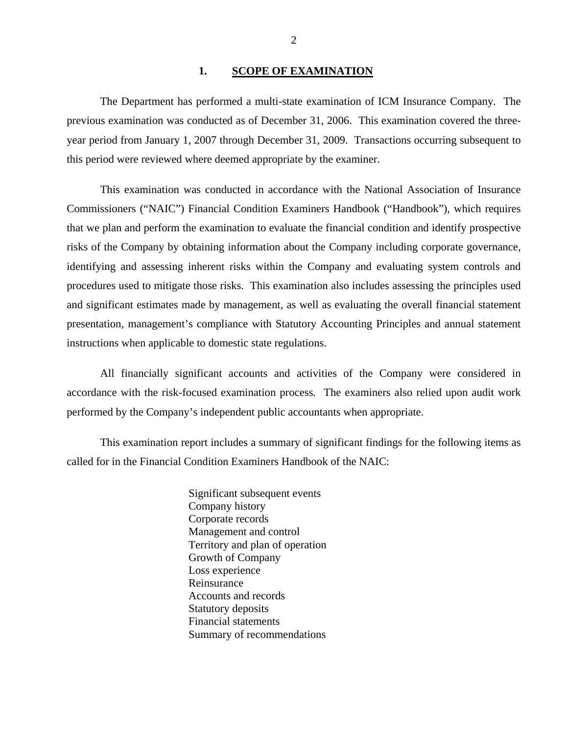## 1. SCOPE OF EXAMINATION

The Department has performed a multi-state examination of ICM Insurance Company. The previous examination was conducted as of December 31, 2006. This examination covered the three-year period from January 1, 2007 through December 31, 2009. Transactions occurring subsequent to this period were reviewed where deemed appropriate by the examiner.

This examination was conducted in accordance with the National Association of Insurance Commissioners ("NAIC") Financial Condition Examiners Handbook ("Handbook"), which requires that we plan and perform the examination to evaluate the financial condition and identify prospective risks of the Company by obtaining information about the Company including corporate governance, identifying and assessing inherent risks within the Company and evaluating system controls and procedures used to mitigate those risks. This examination also includes assessing the principles used and significant estimates made by management, as well as evaluating the overall financial statement presentation, management's compliance with Statutory Accounting Principles and annual statement instructions when applicable to domestic state regulations.

All financially significant accounts and activities of the Company were considered in accordance with the risk-focused examination process. The examiners also relied upon audit work performed by the Company's independent public accountants when appropriate.

This examination report includes a summary of significant findings for the following items as called for in the Financial Condition Examiners Handbook of the NAIC:

- Significant subsequent events
- Company history
- Corporate records
- Management and control
- Territory and plan of operation
- Growth of Company
- Loss experience
- Reinsurance
- Accounts and records
- Statutory deposits
- Financial statements
- Summary of recommendations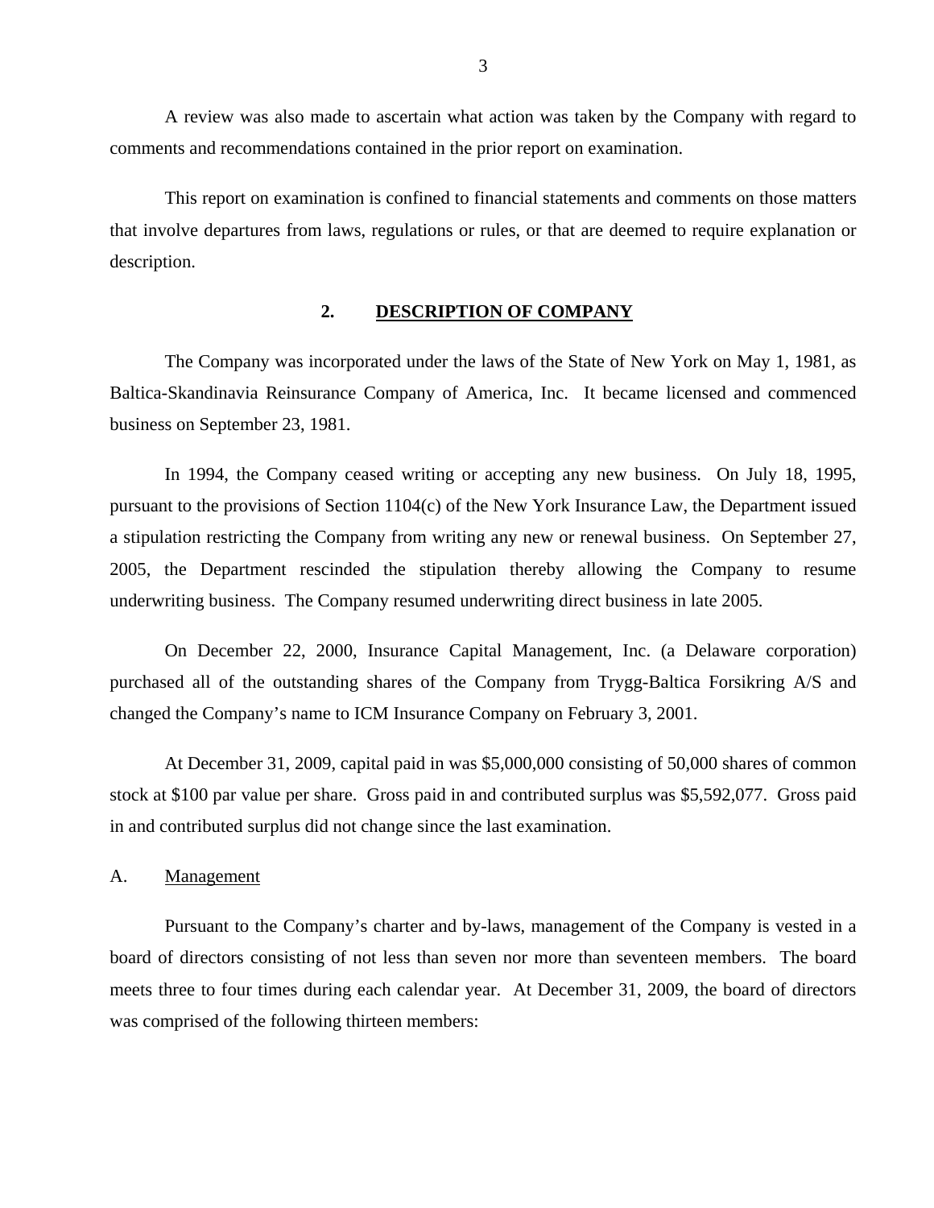A review was also made to ascertain what action was taken by the Company with regard to comments and recommendations contained in the prior report on examination.

This report on examination is confined to financial statements and comments on those matters that involve departures from laws, regulations or rules, or that are deemed to require explanation or description.

## 2. DESCRIPTION OF COMPANY

The Company was incorporated under the laws of the State of New York on May 1, 1981, as Baltica-Skandinavia Reinsurance Company of America, Inc. It became licensed and commenced business on September 23, 1981.

In 1994, the Company ceased writing or accepting any new business. On July 18, 1995, pursuant to the provisions of Section 1104(c) of the New York Insurance Law, the Department issued a stipulation restricting the Company from writing any new or renewal business. On September 27, 2005, the Department rescinded the stipulation thereby allowing the Company to resume underwriting business. The Company resumed underwriting direct business in late 2005.

On December 22, 2000, Insurance Capital Management, Inc. (a Delaware corporation) purchased all of the outstanding shares of the Company from Trygg-Baltica Forsikring A/S and changed the Company's name to ICM Insurance Company on February 3, 2001.

At December 31, 2009, capital paid in was $5,000,000 consisting of 50,000 shares of common stock at $100 par value per share. Gross paid in and contributed surplus was $5,592,077. Gross paid in and contributed surplus did not change since the last examination.

### A. Management

Pursuant to the Company's charter and by-laws, management of the Company is vested in a board of directors consisting of not less than seven nor more than seventeen members. The board meets three to four times during each calendar year. At December 31, 2009, the board of directors was comprised of the following thirteen members: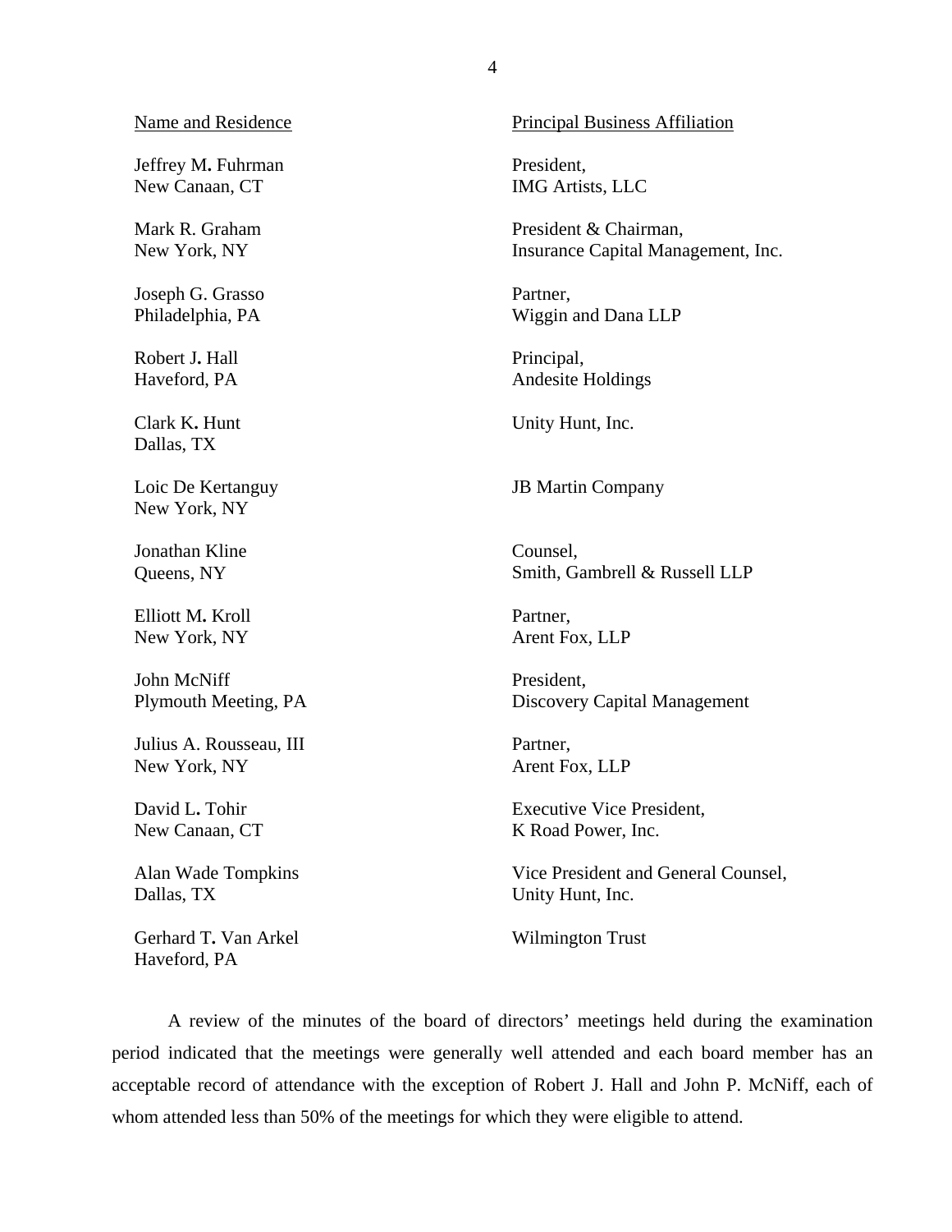| Name and Residence | Principal Business Affiliation |
|---|---|
| Jeffrey M. Fuhrman<br>New Canaan, CT | President,<br>IMG Artists, LLC |
| Mark R. Graham<br>New York, NY | President & Chairman,<br>Insurance Capital Management, Inc. |
| Joseph G. Grasso<br>Philadelphia, PA | Partner,<br>Wiggin and Dana LLP |
| Robert J. Hall<br>Haveford, PA | Principal,<br>Andesite Holdings |
| Clark K. Hunt<br>Dallas, TX | Unity Hunt, Inc. |
| Loic De Kertanguy<br>New York, NY | JB Martin Company |
| Jonathan Kline<br>Queens, NY | Counsel,<br>Smith, Gambrell & Russell LLP |
| Elliott M. Kroll<br>New York, NY | Partner,<br>Arent Fox, LLP |
| John McNiff<br>Plymouth Meeting, PA | President,<br>Discovery Capital Management |
| Julius A. Rousseau, III<br>New York, NY | Partner,<br>Arent Fox, LLP |
| David L. Tohir<br>New Canaan, CT | Executive Vice President,<br>K Road Power, Inc. |
| Alan Wade Tompkins<br>Dallas, TX | Vice President and General Counsel,<br>Unity Hunt, Inc. |
| Gerhard T. Van Arkel<br>Haveford, PA | Wilmington Trust |

A review of the minutes of the board of directors' meetings held during the examination period indicated that the meetings were generally well attended and each board member has an acceptable record of attendance with the exception of Robert J. Hall and John P. McNiff, each of whom attended less than 50% of the meetings for which they were eligible to attend.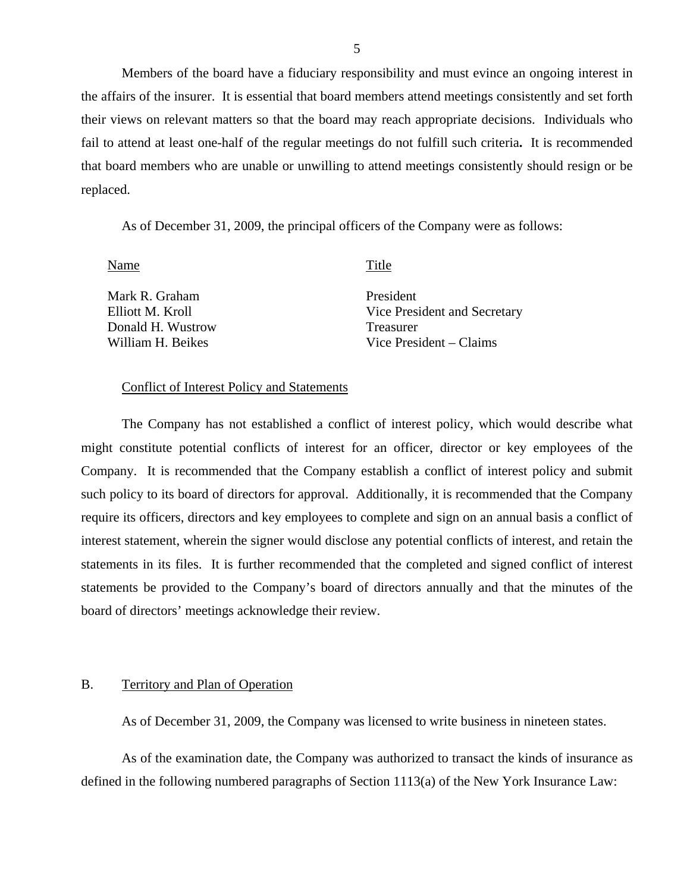Members of the board have a fiduciary responsibility and must evince an ongoing interest in the affairs of the insurer. It is essential that board members attend meetings consistently and set forth their views on relevant matters so that the board may reach appropriate decisions. Individuals who fail to attend at least one-half of the regular meetings do not fulfill such criteria**.** It is recommended that board members who are unable or unwilling to attend meetings consistently should resign or be replaced.

As of December 31, 2009, the principal officers of the Company were as follows:

| Name | Title |
|---|---|
| Mark R. Graham | President |
| Elliott M. Kroll | Vice President and Secretary |
| Donald H. Wustrow | Treasurer |
| William H. Beikes | Vice President – Claims |

Conflict of Interest Policy and Statements

The Company has not established a conflict of interest policy, which would describe what might constitute potential conflicts of interest for an officer, director or key employees of the Company. It is recommended that the Company establish a conflict of interest policy and submit such policy to its board of directors for approval. Additionally, it is recommended that the Company require its officers, directors and key employees to complete and sign on an annual basis a conflict of interest statement, wherein the signer would disclose any potential conflicts of interest, and retain the statements in its files. It is further recommended that the completed and signed conflict of interest statements be provided to the Company's board of directors annually and that the minutes of the board of directors' meetings acknowledge their review.

## B. Territory and Plan of Operation

As of December 31, 2009, the Company was licensed to write business in nineteen states.

As of the examination date, the Company was authorized to transact the kinds of insurance as defined in the following numbered paragraphs of Section 1113(a) of the New York Insurance Law: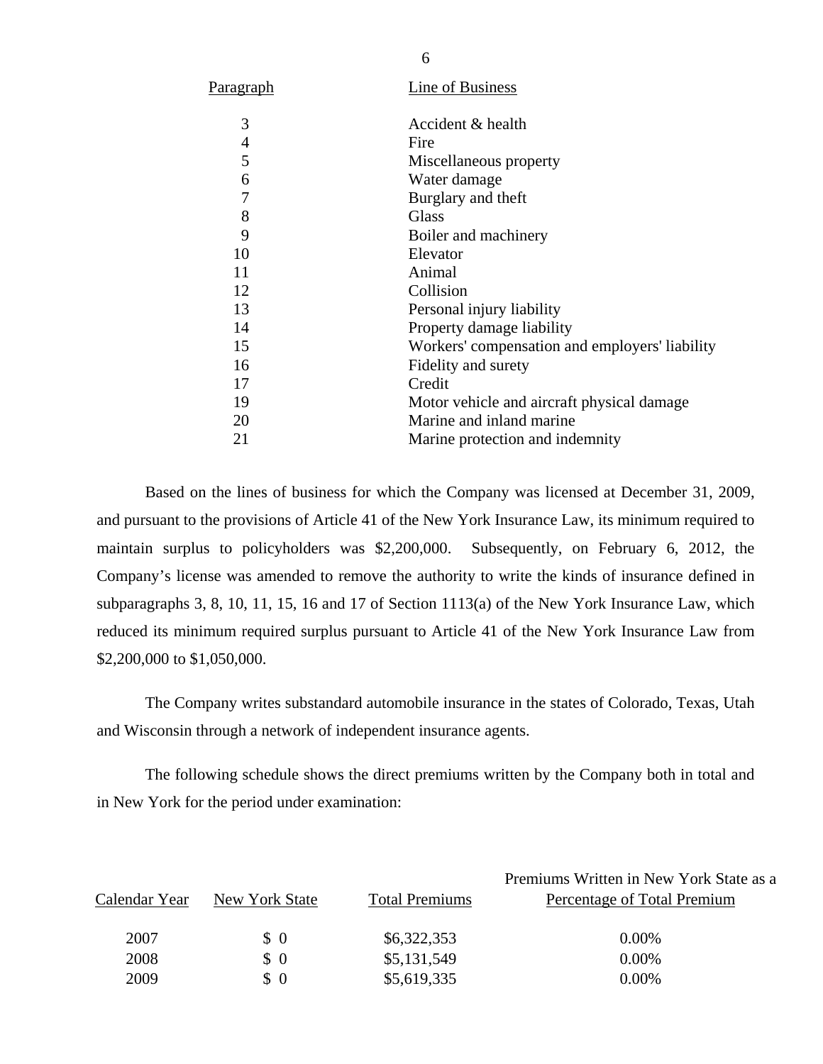| Paragraph | Line of Business |
|---|---|
| 3 | Accident & health |
| 4 | Fire |
| 5 | Miscellaneous property |
| 6 | Water damage |
| 7 | Burglary and theft |
| 8 | Glass |
| 9 | Boiler and machinery |
| 10 | Elevator |
| 11 | Animal |
| 12 | Collision |
| 13 | Personal injury liability |
| 14 | Property damage liability |
| 15 | Workers' compensation and employers' liability |
| 16 | Fidelity and surety |
| 17 | Credit |
| 19 | Motor vehicle and aircraft physical damage |
| 20 | Marine and inland marine |
| 21 | Marine protection and indemnity |

Based on the lines of business for which the Company was licensed at December 31, 2009, and pursuant to the provisions of Article 41 of the New York Insurance Law, its minimum required to maintain surplus to policyholders was $2,200,000. Subsequently, on February 6, 2012, the Company's license was amended to remove the authority to write the kinds of insurance defined in subparagraphs 3, 8, 10, 11, 15, 16 and 17 of Section 1113(a) of the New York Insurance Law, which reduced its minimum required surplus pursuant to Article 41 of the New York Insurance Law from $2,200,000 to $1,050,000.

The Company writes substandard automobile insurance in the states of Colorado, Texas, Utah and Wisconsin through a network of independent insurance agents.

The following schedule shows the direct premiums written by the Company both in total and in New York for the period under examination:

| Calendar Year | New York State | Total Premiums | Premiums Written in New York State as a Percentage of Total Premium |
|---|---|---|---|
| 2007 | $ 0 | $6,322,353 | 0.00% |
| 2008 | $ 0 | $5,131,549 | 0.00% |
| 2009 | $ 0 | $5,619,335 | 0.00% |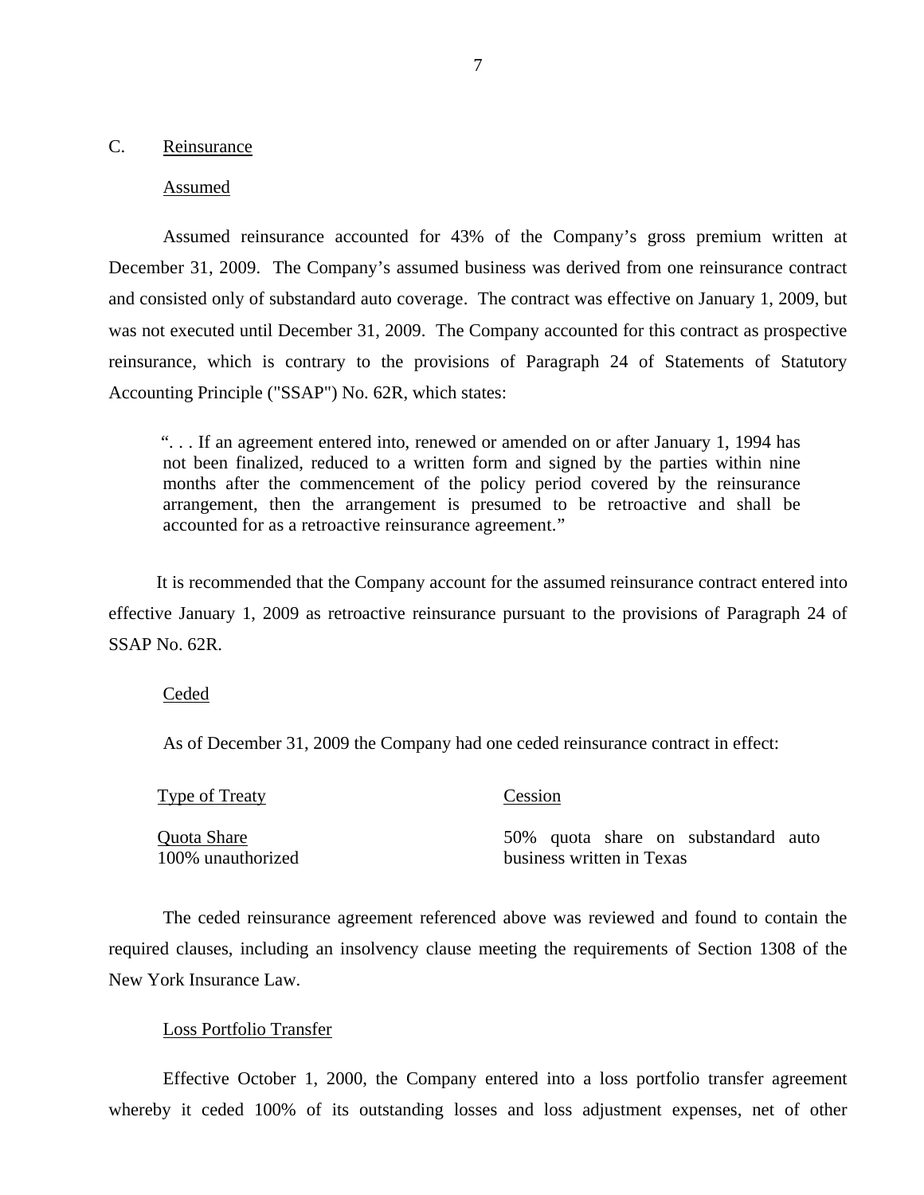## C. Reinsurance

### Assumed

Assumed reinsurance accounted for 43% of the Company's gross premium written at December 31, 2009. The Company's assumed business was derived from one reinsurance contract and consisted only of substandard auto coverage. The contract was effective on January 1, 2009, but was not executed until December 31, 2009. The Company accounted for this contract as prospective reinsurance, which is contrary to the provisions of Paragraph 24 of Statements of Statutory Accounting Principle ("SSAP") No. 62R, which states:

> ". . . If an agreement entered into, renewed or amended on or after January 1, 1994 has not been finalized, reduced to a written form and signed by the parties within nine months after the commencement of the policy period covered by the reinsurance arrangement, then the arrangement is presumed to be retroactive and shall be accounted for as a retroactive reinsurance agreement."

It is recommended that the Company account for the assumed reinsurance contract entered into effective January 1, 2009 as retroactive reinsurance pursuant to the provisions of Paragraph 24 of SSAP No. 62R.

### Ceded

As of December 31, 2009 the Company had one ceded reinsurance contract in effect:

| Type of Treaty | Cession |
|---|---|
| Quota Share<br>100% unauthorized | 50% quota share on substandard auto business written in Texas |

The ceded reinsurance agreement referenced above was reviewed and found to contain the required clauses, including an insolvency clause meeting the requirements of Section 1308 of the New York Insurance Law.

### Loss Portfolio Transfer

Effective October 1, 2000, the Company entered into a loss portfolio transfer agreement whereby it ceded 100% of its outstanding losses and loss adjustment expenses, net of other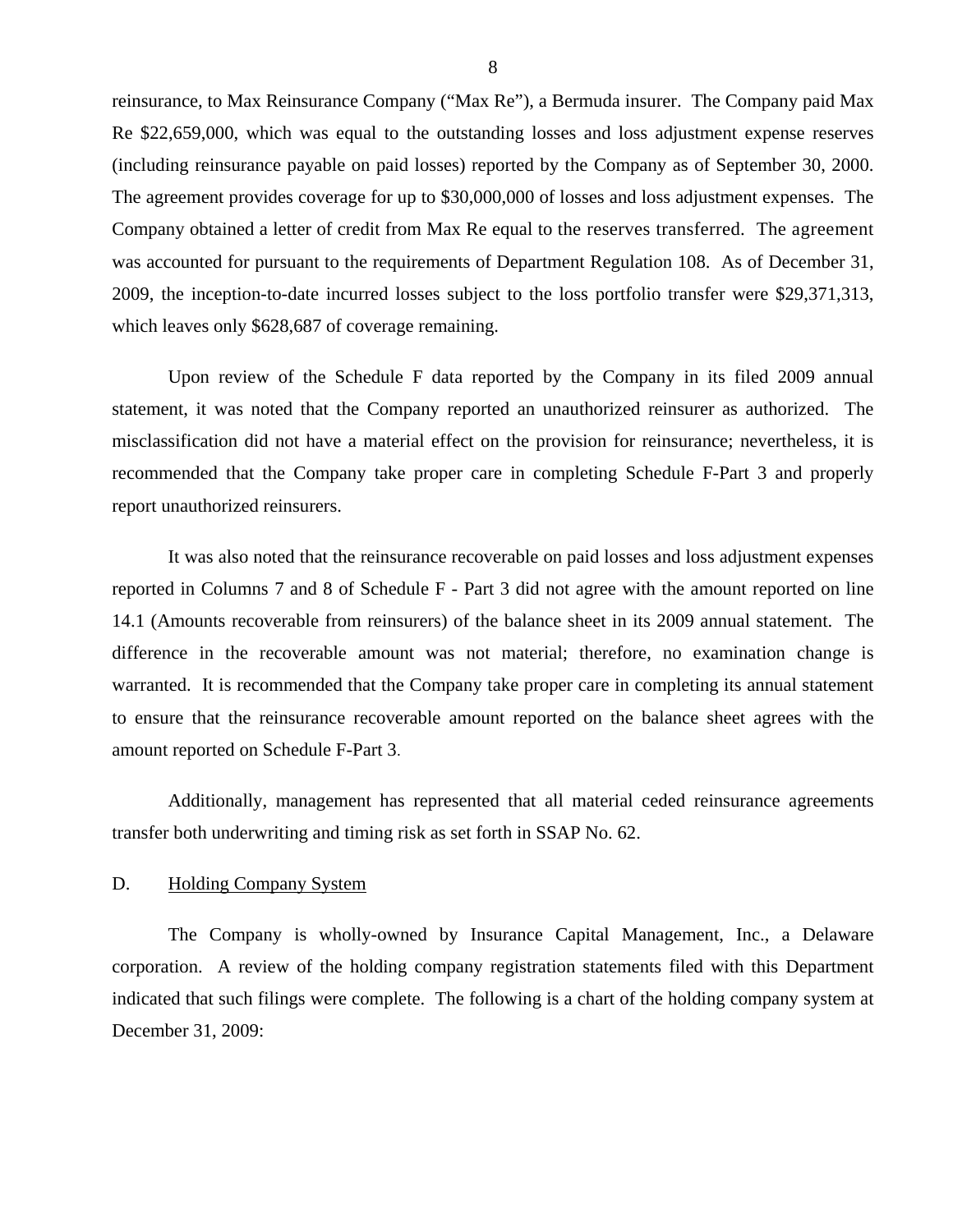reinsurance, to Max Reinsurance Company ("Max Re"), a Bermuda insurer. The Company paid Max Re $22,659,000, which was equal to the outstanding losses and loss adjustment expense reserves (including reinsurance payable on paid losses) reported by the Company as of September 30, 2000. The agreement provides coverage for up to $30,000,000 of losses and loss adjustment expenses. The Company obtained a letter of credit from Max Re equal to the reserves transferred. The agreement was accounted for pursuant to the requirements of Department Regulation 108. As of December 31, 2009, the inception-to-date incurred losses subject to the loss portfolio transfer were $29,371,313, which leaves only $628,687 of coverage remaining.

Upon review of the Schedule F data reported by the Company in its filed 2009 annual statement, it was noted that the Company reported an unauthorized reinsurer as authorized. The misclassification did not have a material effect on the provision for reinsurance; nevertheless, it is recommended that the Company take proper care in completing Schedule F-Part 3 and properly report unauthorized reinsurers.

It was also noted that the reinsurance recoverable on paid losses and loss adjustment expenses reported in Columns 7 and 8 of Schedule F - Part 3 did not agree with the amount reported on line 14.1 (Amounts recoverable from reinsurers) of the balance sheet in its 2009 annual statement. The difference in the recoverable amount was not material; therefore, no examination change is warranted. It is recommended that the Company take proper care in completing its annual statement to ensure that the reinsurance recoverable amount reported on the balance sheet agrees with the amount reported on Schedule F-Part 3.

Additionally, management has represented that all material ceded reinsurance agreements transfer both underwriting and timing risk as set forth in SSAP No. 62.

## D. Holding Company System

The Company is wholly-owned by Insurance Capital Management, Inc., a Delaware corporation. A review of the holding company registration statements filed with this Department indicated that such filings were complete. The following is a chart of the holding company system at December 31, 2009: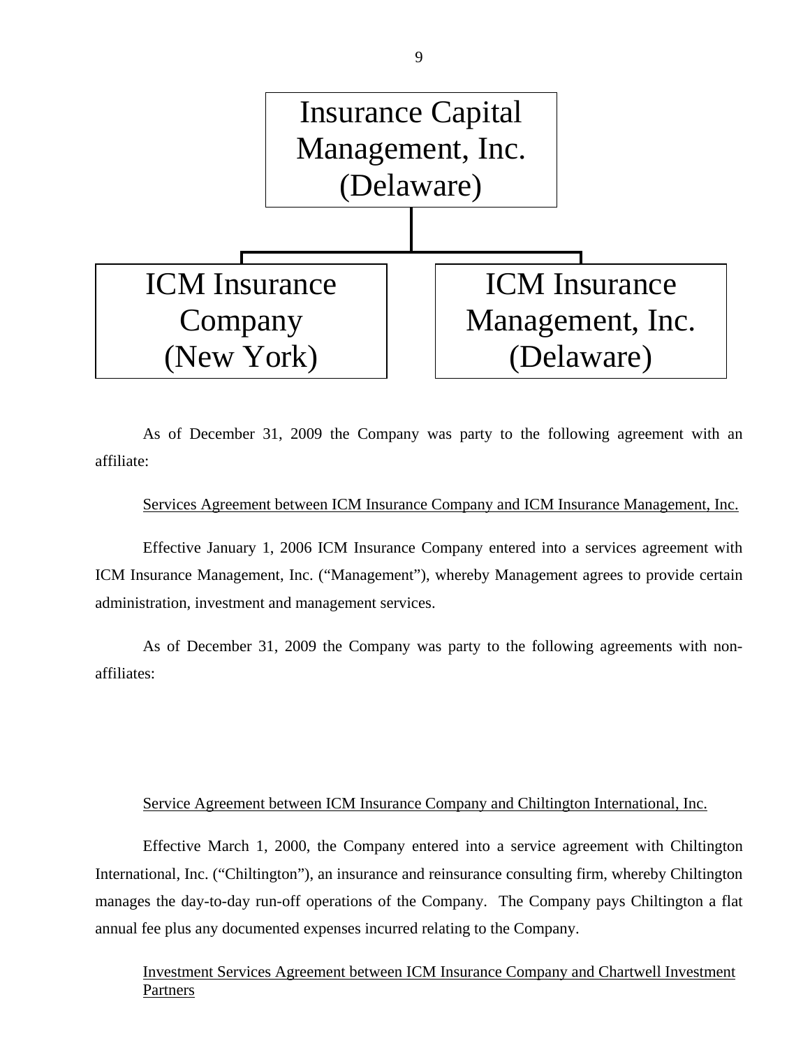Insurance Capital Management, Inc. (Delaware)

- ICM Insurance Company (New York)
- ICM Insurance Management, Inc. (Delaware)

As of December 31, 2009 the Company was party to the following agreement with an affiliate:

Services Agreement between ICM Insurance Company and ICM Insurance Management, Inc.

Effective January 1, 2006 ICM Insurance Company entered into a services agreement with ICM Insurance Management, Inc. ("Management"), whereby Management agrees to provide certain administration, investment and management services.

As of December 31, 2009 the Company was party to the following agreements with non-affiliates:

Service Agreement between ICM Insurance Company and Chiltington International, Inc.

Effective March 1, 2000, the Company entered into a service agreement with Chiltington International, Inc. ("Chiltington"), an insurance and reinsurance consulting firm, whereby Chiltington manages the day-to-day run-off operations of the Company. The Company pays Chiltington a flat annual fee plus any documented expenses incurred relating to the Company.

Investment Services Agreement between ICM Insurance Company and Chartwell Investment Partners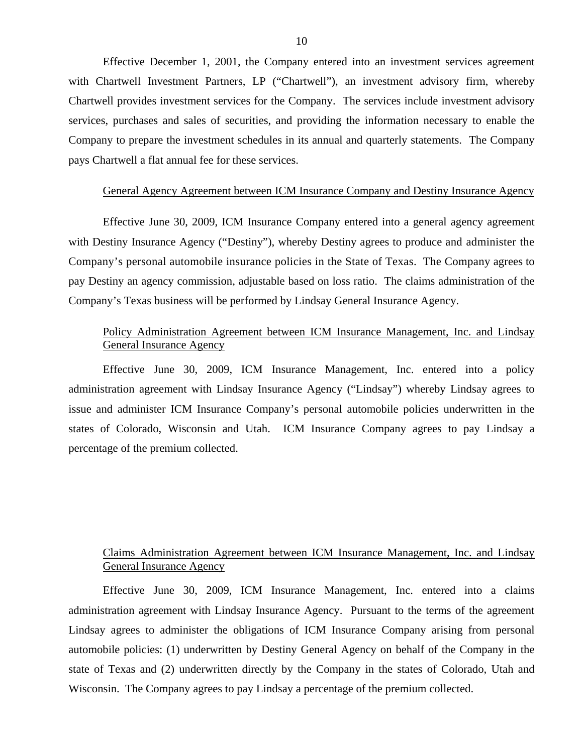Effective December 1, 2001, the Company entered into an investment services agreement with Chartwell Investment Partners, LP ("Chartwell"), an investment advisory firm, whereby Chartwell provides investment services for the Company. The services include investment advisory services, purchases and sales of securities, and providing the information necessary to enable the Company to prepare the investment schedules in its annual and quarterly statements. The Company pays Chartwell a flat annual fee for these services.

General Agency Agreement between ICM Insurance Company and Destiny Insurance Agency

Effective June 30, 2009, ICM Insurance Company entered into a general agency agreement with Destiny Insurance Agency ("Destiny"), whereby Destiny agrees to produce and administer the Company's personal automobile insurance policies in the State of Texas. The Company agrees to pay Destiny an agency commission, adjustable based on loss ratio. The claims administration of the Company's Texas business will be performed by Lindsay General Insurance Agency.

Policy Administration Agreement between ICM Insurance Management, Inc. and Lindsay General Insurance Agency

Effective June 30, 2009, ICM Insurance Management, Inc. entered into a policy administration agreement with Lindsay Insurance Agency ("Lindsay") whereby Lindsay agrees to issue and administer ICM Insurance Company's personal automobile policies underwritten in the states of Colorado, Wisconsin and Utah. ICM Insurance Company agrees to pay Lindsay a percentage of the premium collected.

Claims Administration Agreement between ICM Insurance Management, Inc. and Lindsay General Insurance Agency

Effective June 30, 2009, ICM Insurance Management, Inc. entered into a claims administration agreement with Lindsay Insurance Agency. Pursuant to the terms of the agreement Lindsay agrees to administer the obligations of ICM Insurance Company arising from personal automobile policies: (1) underwritten by Destiny General Agency on behalf of the Company in the state of Texas and (2) underwritten directly by the Company in the states of Colorado, Utah and Wisconsin. The Company agrees to pay Lindsay a percentage of the premium collected.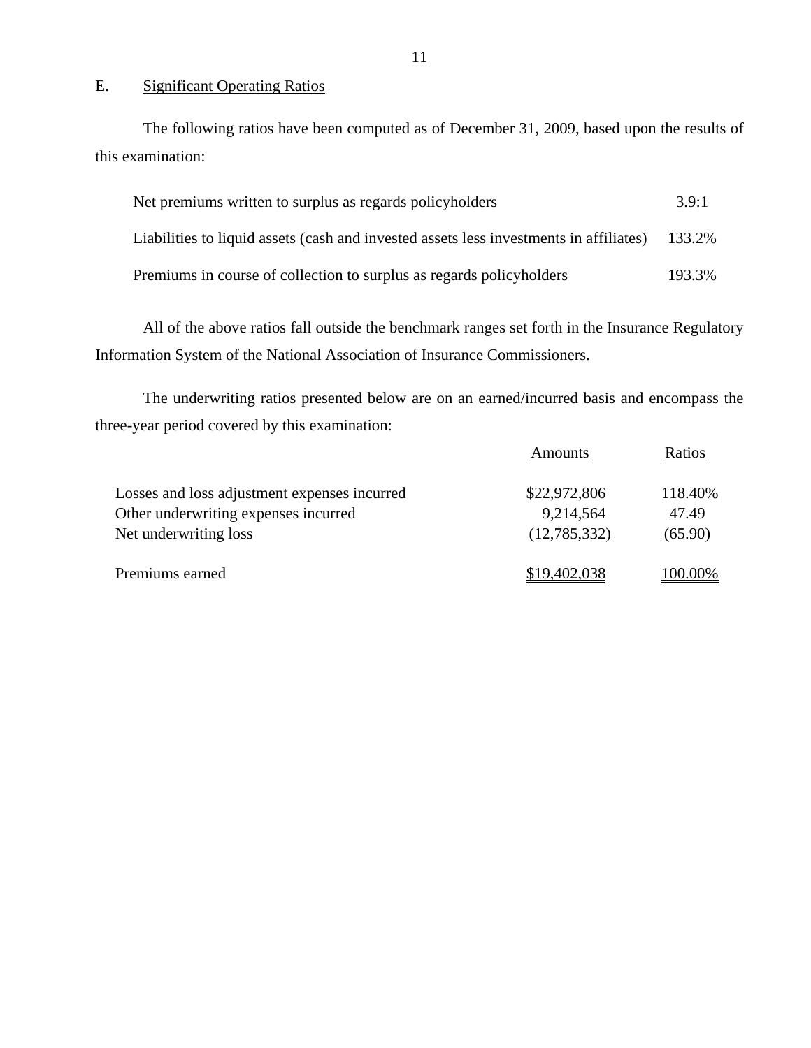## E. Significant Operating Ratios

The following ratios have been computed as of December 31, 2009, based upon the results of this examination:

| | |
|---|---|
| Net premiums written to surplus as regards policyholders | 3.9:1 |
| Liabilities to liquid assets (cash and invested assets less investments in affiliates) | 133.2% |
| Premiums in course of collection to surplus as regards policyholders | 193.3% |

All of the above ratios fall outside the benchmark ranges set forth in the Insurance Regulatory Information System of the National Association of Insurance Commissioners.

The underwriting ratios presented below are on an earned/incurred basis and encompass the three-year period covered by this examination:

| | Amounts | Ratios |
|---|---|---|
| Losses and loss adjustment expenses incurred | $22,972,806 | 118.40% |
| Other underwriting expenses incurred | 9,214,564 | 47.49 |
| Net underwriting loss | (12,785,332) | (65.90) |
| Premiums earned | $19,402,038 | 100.00% |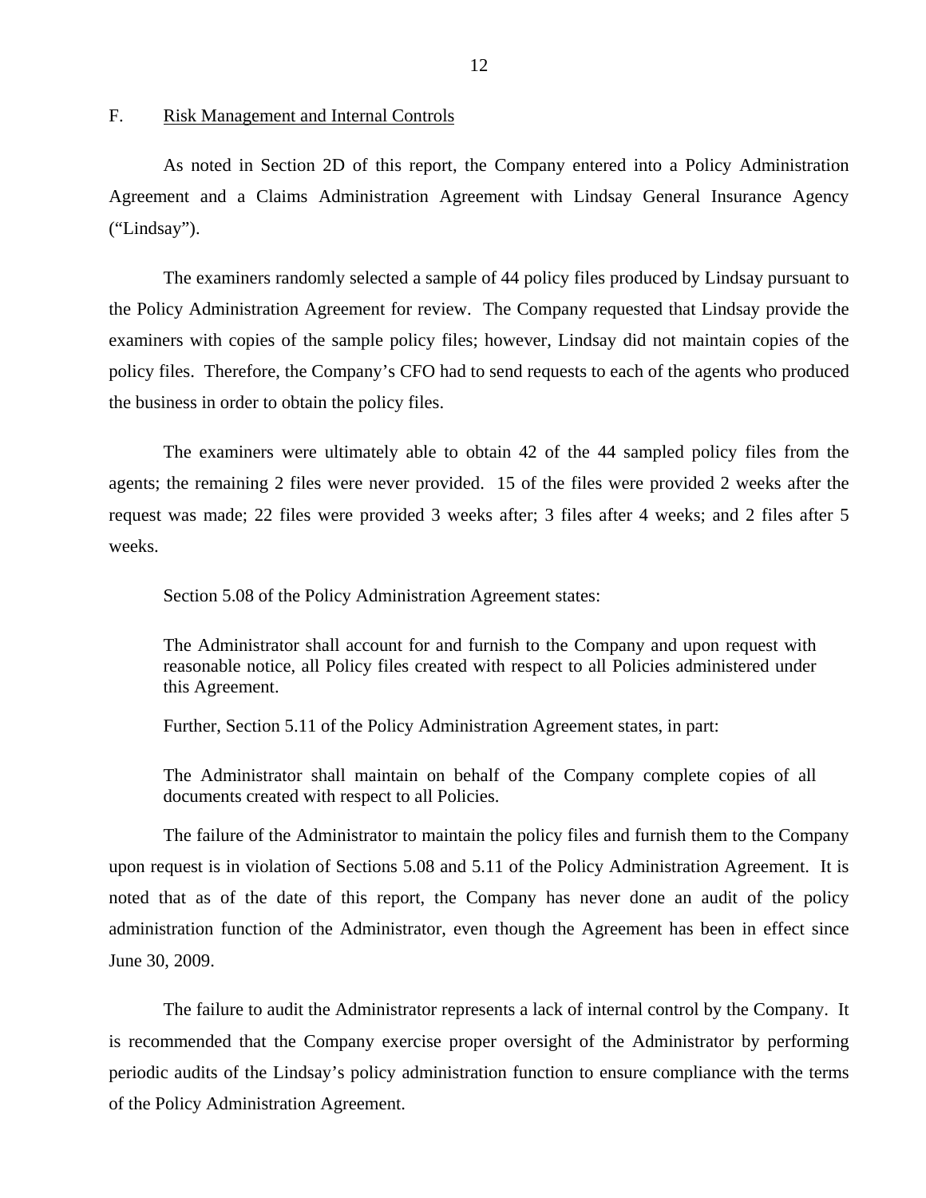## F. <u>Risk Management and Internal Controls</u>

As noted in Section 2D of this report, the Company entered into a Policy Administration Agreement and a Claims Administration Agreement with Lindsay General Insurance Agency ("Lindsay").

The examiners randomly selected a sample of 44 policy files produced by Lindsay pursuant to the Policy Administration Agreement for review. The Company requested that Lindsay provide the examiners with copies of the sample policy files; however, Lindsay did not maintain copies of the policy files. Therefore, the Company's CFO had to send requests to each of the agents who produced the business in order to obtain the policy files.

The examiners were ultimately able to obtain 42 of the 44 sampled policy files from the agents; the remaining 2 files were never provided. 15 of the files were provided 2 weeks after the request was made; 22 files were provided 3 weeks after; 3 files after 4 weeks; and 2 files after 5 weeks.

Section 5.08 of the Policy Administration Agreement states:

> The Administrator shall account for and furnish to the Company and upon request with reasonable notice, all Policy files created with respect to all Policies administered under this Agreement.

Further, Section 5.11 of the Policy Administration Agreement states, in part:

> The Administrator shall maintain on behalf of the Company complete copies of all documents created with respect to all Policies.

The failure of the Administrator to maintain the policy files and furnish them to the Company upon request is in violation of Sections 5.08 and 5.11 of the Policy Administration Agreement. It is noted that as of the date of this report, the Company has never done an audit of the policy administration function of the Administrator, even though the Agreement has been in effect since June 30, 2009.

The failure to audit the Administrator represents a lack of internal control by the Company. It is recommended that the Company exercise proper oversight of the Administrator by performing periodic audits of the Lindsay's policy administration function to ensure compliance with the terms of the Policy Administration Agreement.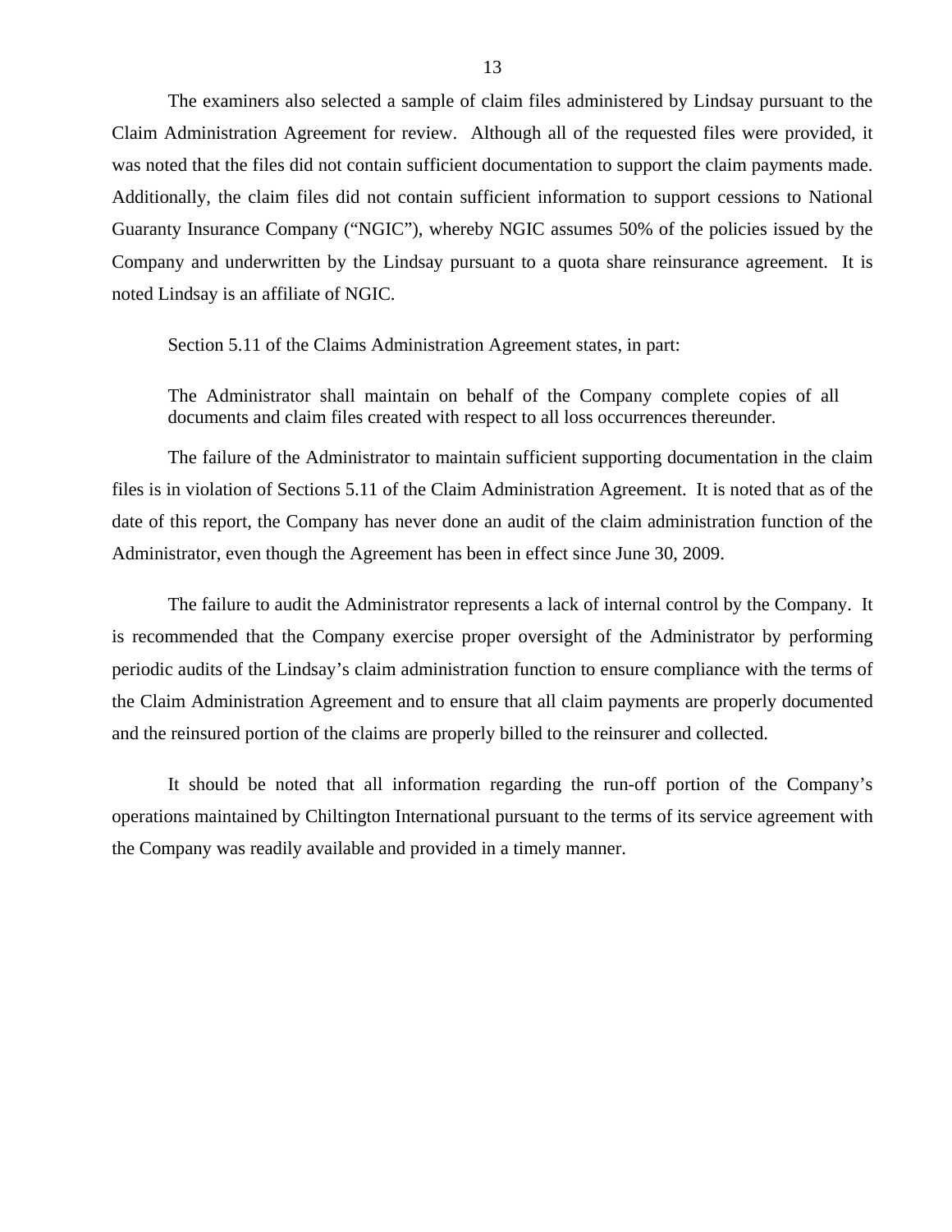The examiners also selected a sample of claim files administered by Lindsay pursuant to the Claim Administration Agreement for review. Although all of the requested files were provided, it was noted that the files did not contain sufficient documentation to support the claim payments made. Additionally, the claim files did not contain sufficient information to support cessions to National Guaranty Insurance Company ("NGIC"), whereby NGIC assumes 50% of the policies issued by the Company and underwritten by the Lindsay pursuant to a quota share reinsurance agreement. It is noted Lindsay is an affiliate of NGIC.

Section 5.11 of the Claims Administration Agreement states, in part:

> The Administrator shall maintain on behalf of the Company complete copies of all documents and claim files created with respect to all loss occurrences thereunder.

The failure of the Administrator to maintain sufficient supporting documentation in the claim files is in violation of Sections 5.11 of the Claim Administration Agreement. It is noted that as of the date of this report, the Company has never done an audit of the claim administration function of the Administrator, even though the Agreement has been in effect since June 30, 2009.

The failure to audit the Administrator represents a lack of internal control by the Company. It is recommended that the Company exercise proper oversight of the Administrator by performing periodic audits of the Lindsay's claim administration function to ensure compliance with the terms of the Claim Administration Agreement and to ensure that all claim payments are properly documented and the reinsured portion of the claims are properly billed to the reinsurer and collected.

It should be noted that all information regarding the run-off portion of the Company's operations maintained by Chiltington International pursuant to the terms of its service agreement with the Company was readily available and provided in a timely manner.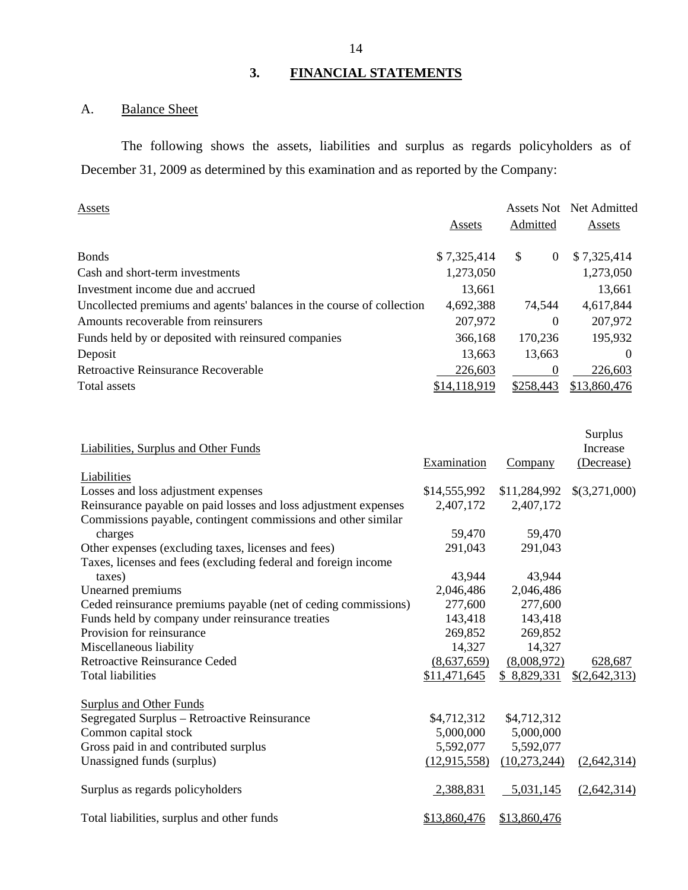## 3. FINANCIAL STATEMENTS

### A. Balance Sheet

The following shows the assets, liabilities and surplus as regards policyholders as of December 31, 2009 as determined by this examination and as reported by the Company:

| Assets | Assets | Assets Not Admitted | Net Admitted Assets |
|---|---|---|---|
| Bonds | $ 7,325,414 | $ 0 | $ 7,325,414 |
| Cash and short-term investments | 1,273,050 | | 1,273,050 |
| Investment income due and accrued | 13,661 | | 13,661 |
| Uncollected premiums and agents' balances in the course of collection | 4,692,388 | 74,544 | 4,617,844 |
| Amounts recoverable from reinsurers | 207,972 | 0 | 207,972 |
| Funds held by or deposited with reinsured companies | 366,168 | 170,236 | 195,932 |
| Deposit | 13,663 | 13,663 | 0 |
| Retroactive Reinsurance Recoverable | 226,603 | 0 | 226,603 |
| Total assets | $14,118,919 | $258,443 | $13,860,476 |

| Liabilities, Surplus and Other Funds | Examination | Company | Surplus Increase (Decrease) |
|---|---|---|---|
| Liabilities | | | |
| Losses and loss adjustment expenses | $14,555,992 | $11,284,992 | $(3,271,000) |
| Reinsurance payable on paid losses and loss adjustment expenses | 2,407,172 | 2,407,172 | |
| Commissions payable, contingent commissions and other similar charges | 59,470 | 59,470 | |
| Other expenses (excluding taxes, licenses and fees) | 291,043 | 291,043 | |
| Taxes, licenses and fees (excluding federal and foreign income taxes) | 43,944 | 43,944 | |
| Unearned premiums | 2,046,486 | 2,046,486 | |
| Ceded reinsurance premiums payable (net of ceding commissions) | 277,600 | 277,600 | |
| Funds held by company under reinsurance treaties | 143,418 | 143,418 | |
| Provision for reinsurance | 269,852 | 269,852 | |
| Miscellaneous liability | 14,327 | 14,327 | |
| Retroactive Reinsurance Ceded | (8,637,659) | (8,008,972) | 628,687 |
| Total liabilities | $11,471,645 | $ 8,829,331 | $(2,642,313) |
| | | | |
| Surplus and Other Funds | | | |
| Segregated Surplus – Retroactive Reinsurance | $4,712,312 | $4,712,312 | |
| Common capital stock | 5,000,000 | 5,000,000 | |
| Gross paid in and contributed surplus | 5,592,077 | 5,592,077 | |
| Unassigned funds (surplus) | (12,915,558) | (10,273,244) | (2,642,314) |
| | | | |
| Surplus as regards policyholders | 2,388,831 | 5,031,145 | (2,642,314) |
| | | | |
| Total liabilities, surplus and other funds | $13,860,476 | $13,860,476 | |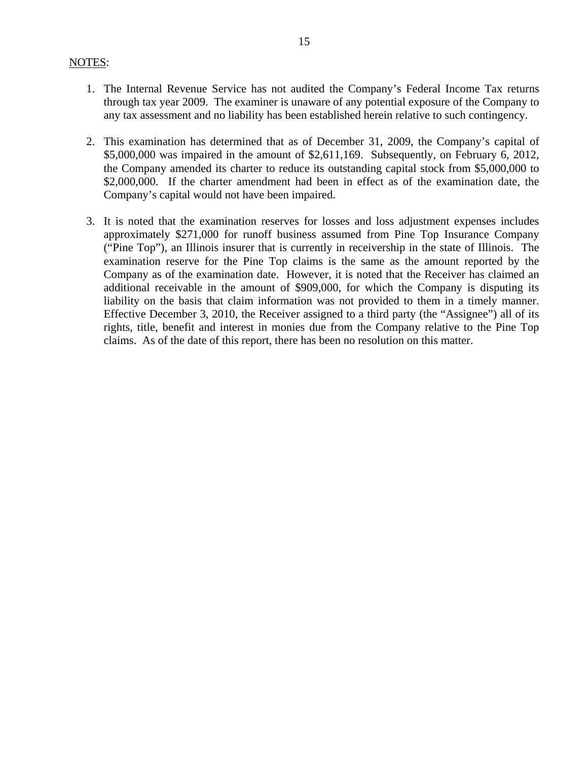<u>NOTES</u>:

1. The Internal Revenue Service has not audited the Company's Federal Income Tax returns through tax year 2009. The examiner is unaware of any potential exposure of the Company to any tax assessment and no liability has been established herein relative to such contingency.

2. This examination has determined that as of December 31, 2009, the Company's capital of $5,000,000 was impaired in the amount of $2,611,169. Subsequently, on February 6, 2012, the Company amended its charter to reduce its outstanding capital stock from $5,000,000 to $2,000,000. If the charter amendment had been in effect as of the examination date, the Company's capital would not have been impaired.

3. It is noted that the examination reserves for losses and loss adjustment expenses includes approximately $271,000 for runoff business assumed from Pine Top Insurance Company ("Pine Top"), an Illinois insurer that is currently in receivership in the state of Illinois. The examination reserve for the Pine Top claims is the same as the amount reported by the Company as of the examination date. However, it is noted that the Receiver has claimed an additional receivable in the amount of $909,000, for which the Company is disputing its liability on the basis that claim information was not provided to them in a timely manner. Effective December 3, 2010, the Receiver assigned to a third party (the "Assignee") all of its rights, title, benefit and interest in monies due from the Company relative to the Pine Top claims. As of the date of this report, there has been no resolution on this matter.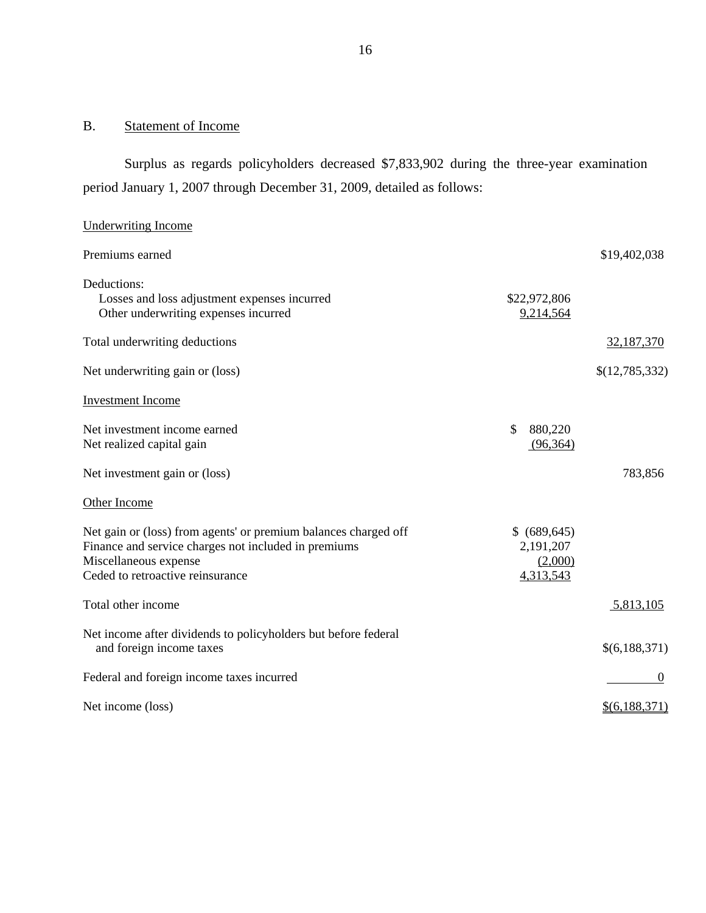## B. Statement of Income

Surplus as regards policyholders decreased $7,833,902 during the three-year examination period January 1, 2007 through December 31, 2009, detailed as follows:

| | | |
|---|---|---|
| Underwriting Income | | |
| Premiums earned | | $19,402,038 |
| Deductions: | | |
| Losses and loss adjustment expenses incurred | $22,972,806 | |
| Other underwriting expenses incurred | 9,214,564 | |
| Total underwriting deductions | | 32,187,370 |
| Net underwriting gain or (loss) | | $(12,785,332) |
| Investment Income | | |
| Net investment income earned | $ 880,220 | |
| Net realized capital gain | (96,364) | |
| Net investment gain or (loss) | | 783,856 |
| Other Income | | |
| Net gain or (loss) from agents' or premium balances charged off | $ (689,645) | |
| Finance and service charges not included in premiums | 2,191,207 | |
| Miscellaneous expense | (2,000) | |
| Ceded to retroactive reinsurance | 4,313,543 | |
| Total other income | | 5,813,105 |
| Net income after dividends to policyholders but before federal and foreign income taxes | | $(6,188,371) |
| Federal and foreign income taxes incurred | | 0 |
| Net income (loss) | | $(6,188,371) |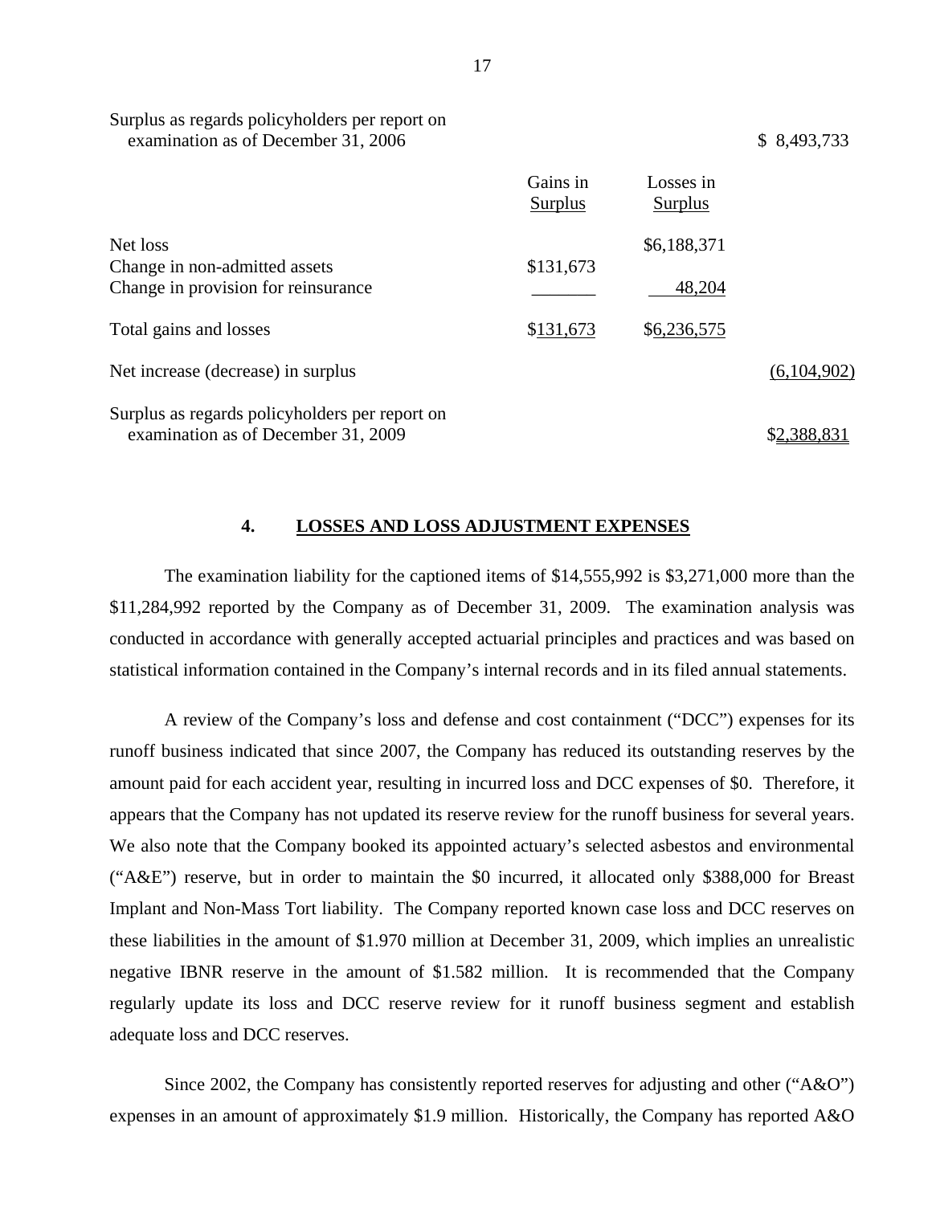| | Gains in Surplus | Losses in Surplus | |
|---|---|---|---|
| Surplus as regards policyholders per report on examination as of December 31, 2006 | | | $ 8,493,733 |
| Net loss | | $6,188,371 | |
| Change in non-admitted assets | $131,673 | | |
| Change in provision for reinsurance | _______ | 48,204 | |
| Total gains and losses | $131,673 | $6,236,575 | |
| Net increase (decrease) in surplus | | | (6,104,902) |
| Surplus as regards policyholders per report on examination as of December 31, 2009 | | | $2,388,831 |

## 4. LOSSES AND LOSS ADJUSTMENT EXPENSES

The examination liability for the captioned items of $14,555,992 is $3,271,000 more than the $11,284,992 reported by the Company as of December 31, 2009. The examination analysis was conducted in accordance with generally accepted actuarial principles and practices and was based on statistical information contained in the Company's internal records and in its filed annual statements.

A review of the Company's loss and defense and cost containment ("DCC") expenses for its runoff business indicated that since 2007, the Company has reduced its outstanding reserves by the amount paid for each accident year, resulting in incurred loss and DCC expenses of $0. Therefore, it appears that the Company has not updated its reserve review for the runoff business for several years. We also note that the Company booked its appointed actuary's selected asbestos and environmental ("A&E") reserve, but in order to maintain the $0 incurred, it allocated only $388,000 for Breast Implant and Non-Mass Tort liability. The Company reported known case loss and DCC reserves on these liabilities in the amount of $1.970 million at December 31, 2009, which implies an unrealistic negative IBNR reserve in the amount of $1.582 million. It is recommended that the Company regularly update its loss and DCC reserve review for it runoff business segment and establish adequate loss and DCC reserves.

Since 2002, the Company has consistently reported reserves for adjusting and other ("A&O") expenses in an amount of approximately $1.9 million. Historically, the Company has reported A&O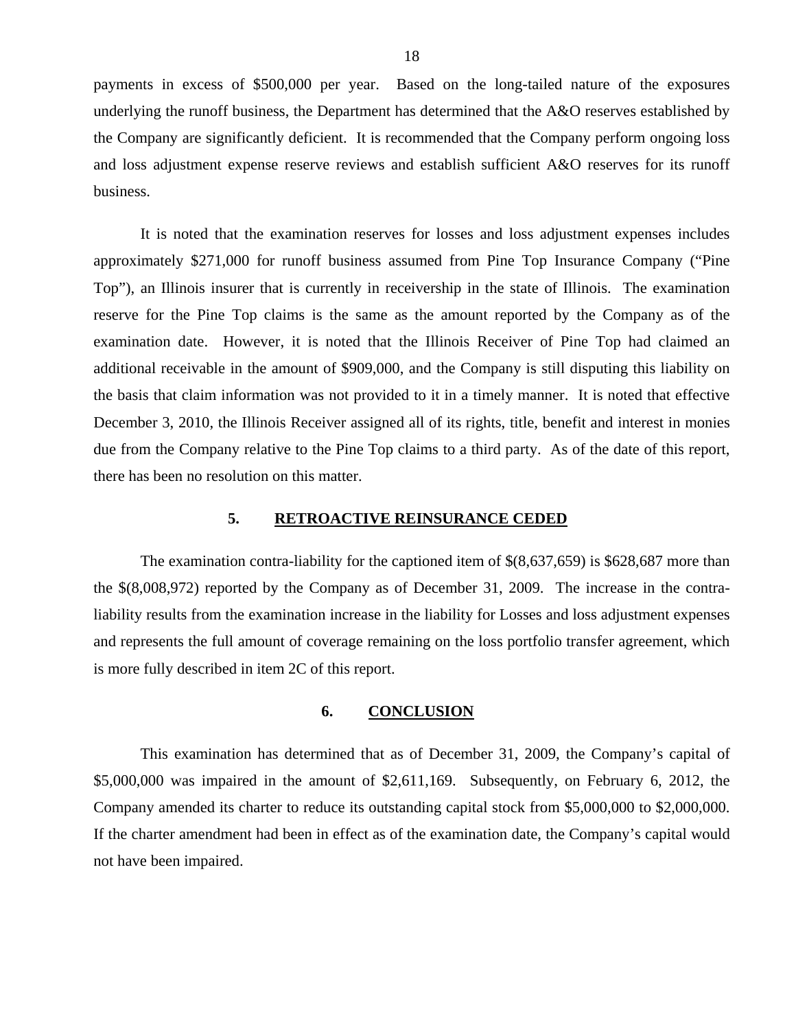payments in excess of $500,000 per year. Based on the long-tailed nature of the exposures underlying the runoff business, the Department has determined that the A&O reserves established by the Company are significantly deficient. It is recommended that the Company perform ongoing loss and loss adjustment expense reserve reviews and establish sufficient A&O reserves for its runoff business.

It is noted that the examination reserves for losses and loss adjustment expenses includes approximately $271,000 for runoff business assumed from Pine Top Insurance Company ("Pine Top"), an Illinois insurer that is currently in receivership in the state of Illinois. The examination reserve for the Pine Top claims is the same as the amount reported by the Company as of the examination date. However, it is noted that the Illinois Receiver of Pine Top had claimed an additional receivable in the amount of $909,000, and the Company is still disputing this liability on the basis that claim information was not provided to it in a timely manner. It is noted that effective December 3, 2010, the Illinois Receiver assigned all of its rights, title, benefit and interest in monies due from the Company relative to the Pine Top claims to a third party. As of the date of this report, there has been no resolution on this matter.

## 5. RETROACTIVE REINSURANCE CEDED

The examination contra-liability for the captioned item of $(8,637,659) is $628,687 more than the $(8,008,972) reported by the Company as of December 31, 2009. The increase in the contra-liability results from the examination increase in the liability for Losses and loss adjustment expenses and represents the full amount of coverage remaining on the loss portfolio transfer agreement, which is more fully described in item 2C of this report.

## 6. CONCLUSION

This examination has determined that as of December 31, 2009, the Company's capital of $5,000,000 was impaired in the amount of $2,611,169. Subsequently, on February 6, 2012, the Company amended its charter to reduce its outstanding capital stock from $5,000,000 to $2,000,000. If the charter amendment had been in effect as of the examination date, the Company's capital would not have been impaired.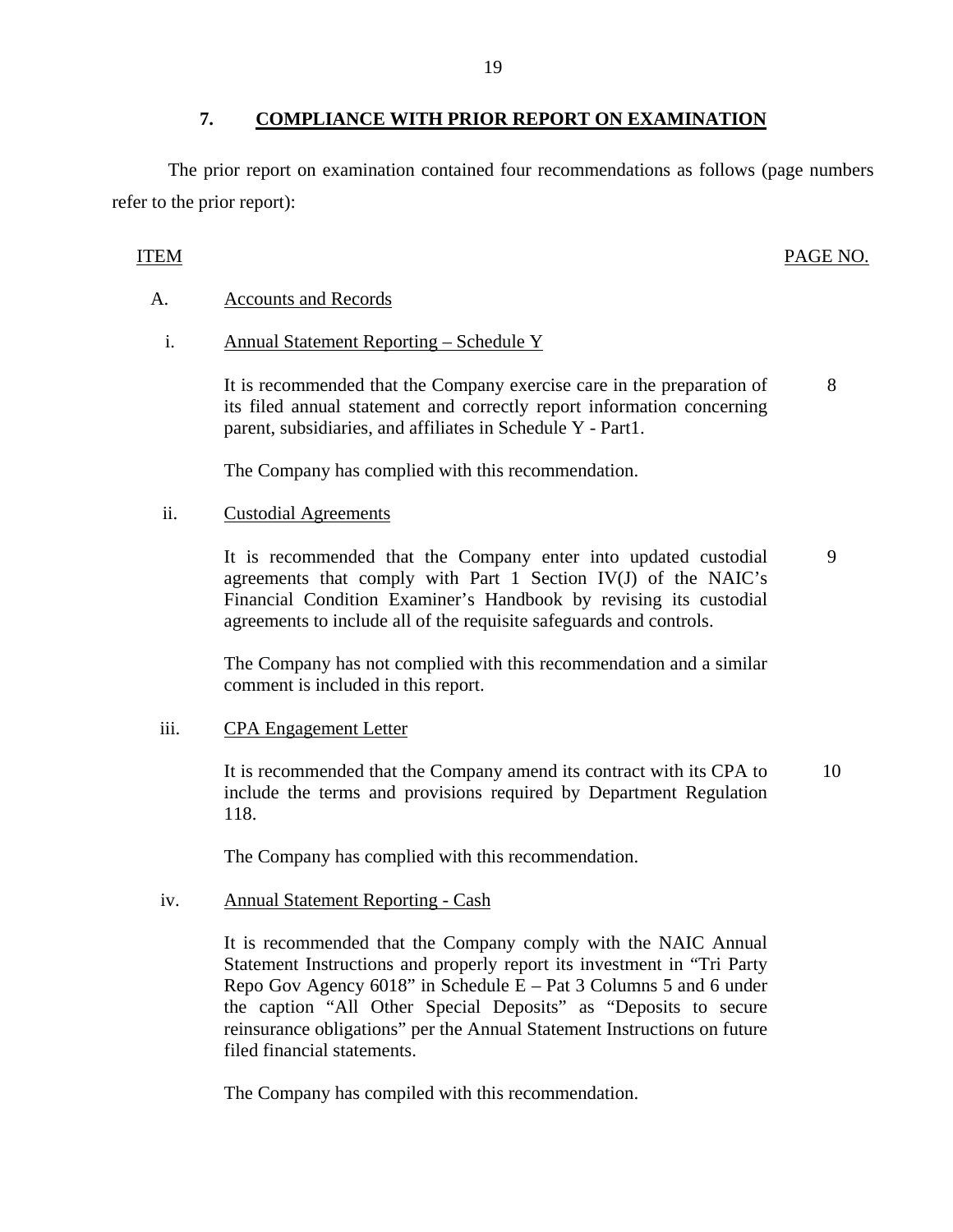## 7. COMPLIANCE WITH PRIOR REPORT ON EXAMINATION

The prior report on examination contained four recommendations as follows (page numbers refer to the prior report):

| ITEM | | PAGE NO. |
|---|---|---|
| A. | Accounts and Records | |
| i. | Annual Statement Reporting – Schedule Y | |
| | It is recommended that the Company exercise care in the preparation of its filed annual statement and correctly report information concerning parent, subsidiaries, and affiliates in Schedule Y - Part1. | 8 |
| | The Company has complied with this recommendation. | |
| ii. | Custodial Agreements | |
| | It is recommended that the Company enter into updated custodial agreements that comply with Part 1 Section IV(J) of the NAIC's Financial Condition Examiner's Handbook by revising its custodial agreements to include all of the requisite safeguards and controls. | 9 |
| | The Company has not complied with this recommendation and a similar comment is included in this report. | |
| iii. | CPA Engagement Letter | |
| | It is recommended that the Company amend its contract with its CPA to include the terms and provisions required by Department Regulation 118. | 10 |
| | The Company has complied with this recommendation. | |
| iv. | Annual Statement Reporting - Cash | |
| | It is recommended that the Company comply with the NAIC Annual Statement Instructions and properly report its investment in "Tri Party Repo Gov Agency 6018" in Schedule E – Pat 3 Columns 5 and 6 under the caption "All Other Special Deposits" as "Deposits to secure reinsurance obligations" per the Annual Statement Instructions on future filed financial statements. | |
| | The Company has compiled with this recommendation. | |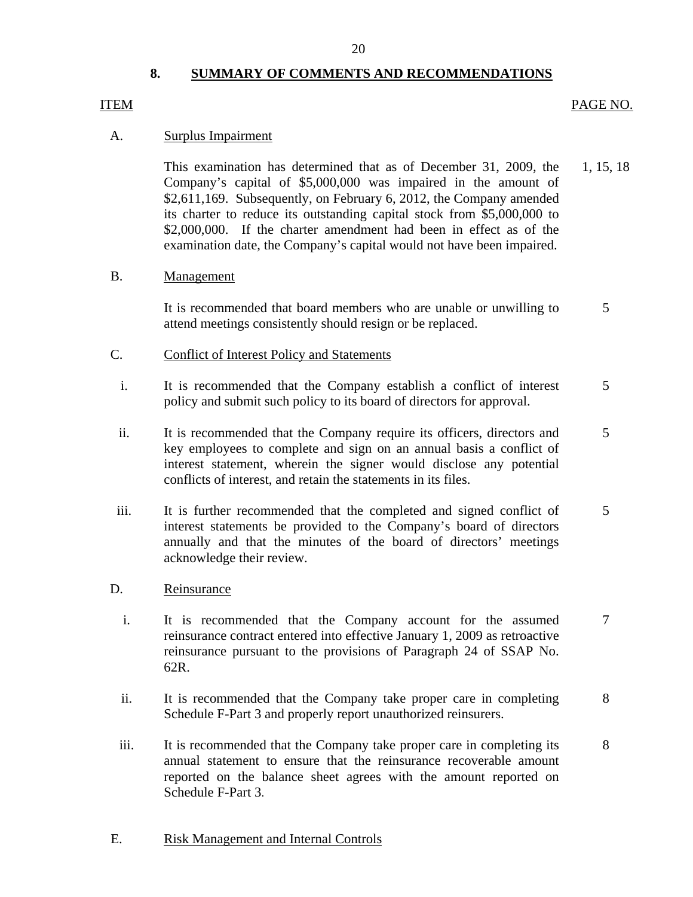## 8. SUMMARY OF COMMENTS AND RECOMMENDATIONS

| ITEM | | | PAGE NO. |
|---|---|---|---|
| A. | Surplus Impairment | | |
| | | This examination has determined that as of December 31, 2009, the Company's capital of $5,000,000 was impaired in the amount of $2,611,169. Subsequently, on February 6, 2012, the Company amended its charter to reduce its outstanding capital stock from $5,000,000 to $2,000,000. If the charter amendment had been in effect as of the examination date, the Company's capital would not have been impaired. | 1, 15, 18 |
| B. | Management | | |
| | | It is recommended that board members who are unable or unwilling to attend meetings consistently should resign or be replaced. | 5 |
| C. | Conflict of Interest Policy and Statements | | |
| | i. | It is recommended that the Company establish a conflict of interest policy and submit such policy to its board of directors for approval. | 5 |
| | ii. | It is recommended that the Company require its officers, directors and key employees to complete and sign on an annual basis a conflict of interest statement, wherein the signer would disclose any potential conflicts of interest, and retain the statements in its files. | 5 |
| | iii. | It is further recommended that the completed and signed conflict of interest statements be provided to the Company's board of directors annually and that the minutes of the board of directors' meetings acknowledge their review. | 5 |
| D. | Reinsurance | | |
| | i. | It is recommended that the Company account for the assumed reinsurance contract entered into effective January 1, 2009 as retroactive reinsurance pursuant to the provisions of Paragraph 24 of SSAP No. 62R. | 7 |
| | ii. | It is recommended that the Company take proper care in completing Schedule F-Part 3 and properly report unauthorized reinsurers. | 8 |
| | iii. | It is recommended that the Company take proper care in completing its annual statement to ensure that the reinsurance recoverable amount reported on the balance sheet agrees with the amount reported on Schedule F-Part 3. | 8 |
| E. | Risk Management and Internal Controls | | |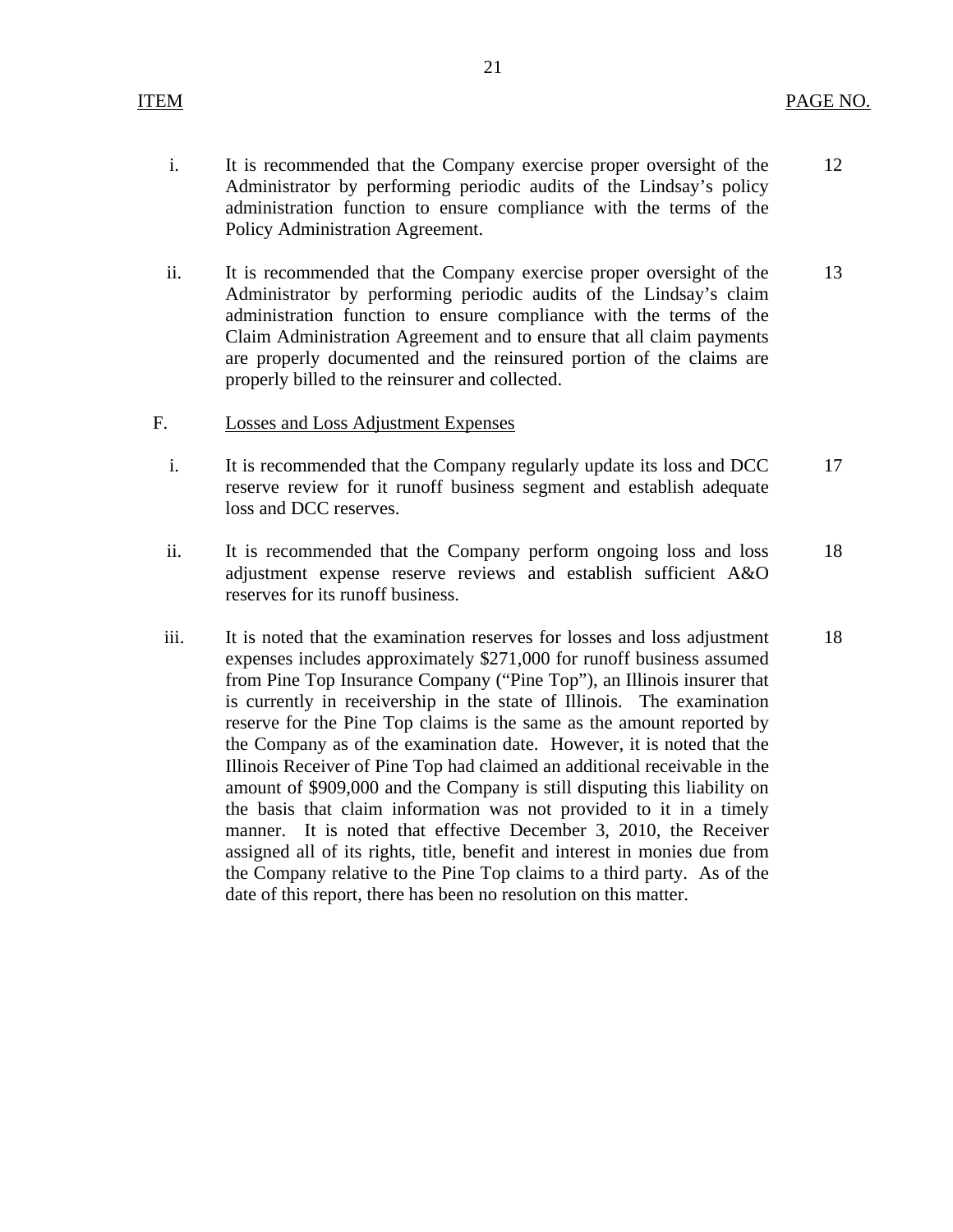| ITEM | | PAGE NO. |
|---|---|---|
| i. | It is recommended that the Company exercise proper oversight of the Administrator by performing periodic audits of the Lindsay's policy administration function to ensure compliance with the terms of the Policy Administration Agreement. | 12 |
| ii. | It is recommended that the Company exercise proper oversight of the Administrator by performing periodic audits of the Lindsay's claim administration function to ensure compliance with the terms of the Claim Administration Agreement and to ensure that all claim payments are properly documented and the reinsured portion of the claims are properly billed to the reinsurer and collected. | 13 |
| F. | Losses and Loss Adjustment Expenses | |
| i. | It is recommended that the Company regularly update its loss and DCC reserve review for it runoff business segment and establish adequate loss and DCC reserves. | 17 |
| ii. | It is recommended that the Company perform ongoing loss and loss adjustment expense reserve reviews and establish sufficient A&O reserves for its runoff business. | 18 |
| iii. | It is noted that the examination reserves for losses and loss adjustment expenses includes approximately $271,000 for runoff business assumed from Pine Top Insurance Company ("Pine Top"), an Illinois insurer that is currently in receivership in the state of Illinois. The examination reserve for the Pine Top claims is the same as the amount reported by the Company as of the examination date. However, it is noted that the Illinois Receiver of Pine Top had claimed an additional receivable in the amount of $909,000 and the Company is still disputing this liability on the basis that claim information was not provided to it in a timely manner. It is noted that effective December 3, 2010, the Receiver assigned all of its rights, title, benefit and interest in monies due from the Company relative to the Pine Top claims to a third party. As of the date of this report, there has been no resolution on this matter. | 18 |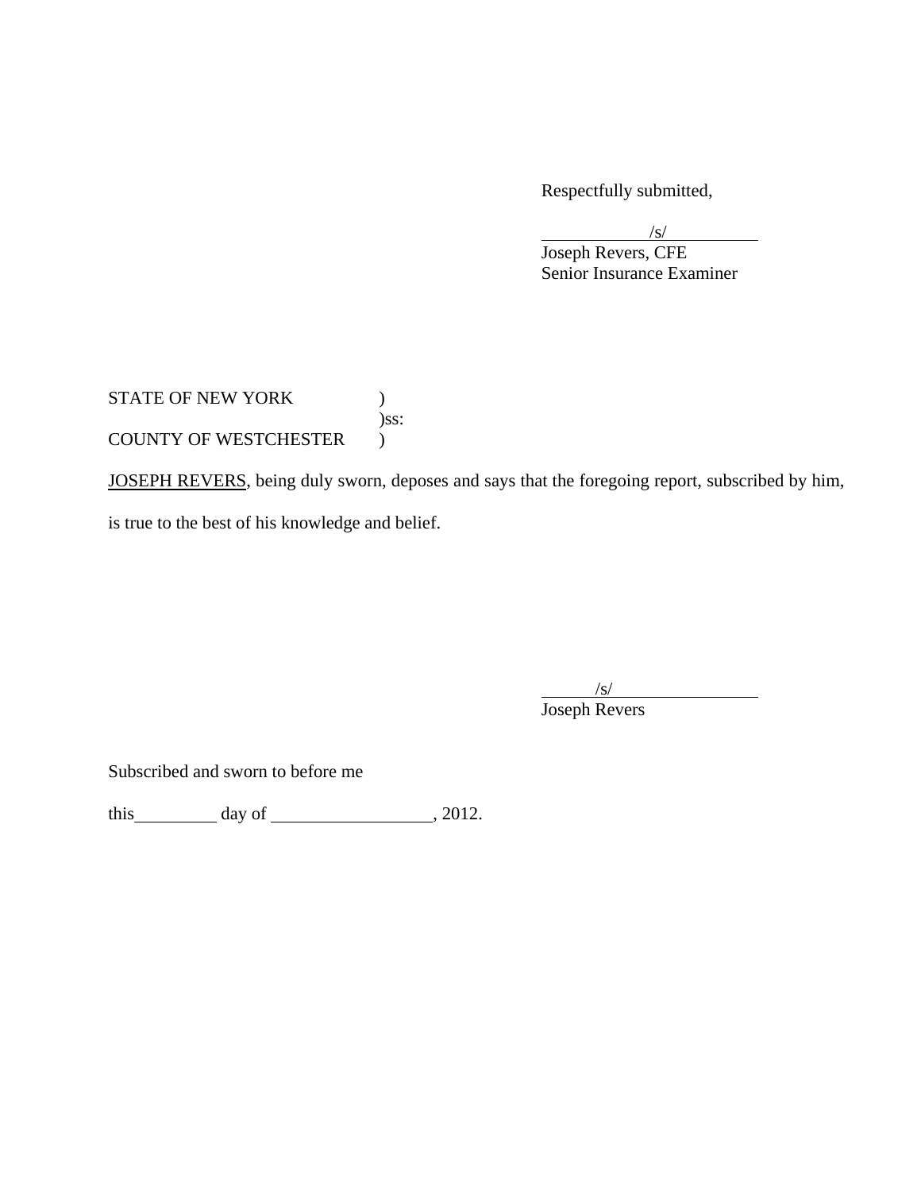Respectfully submitted,

/s/
Joseph Revers, CFE
Senior Insurance Examiner

STATE OF NEW YORK )
)ss:
COUNTY OF WESTCHESTER )

JOSEPH REVERS, being duly sworn, deposes and says that the foregoing report, subscribed by him, is true to the best of his knowledge and belief.

/s/
Joseph Revers

Subscribed and sworn to before me

this ________ day of ________________, 2012.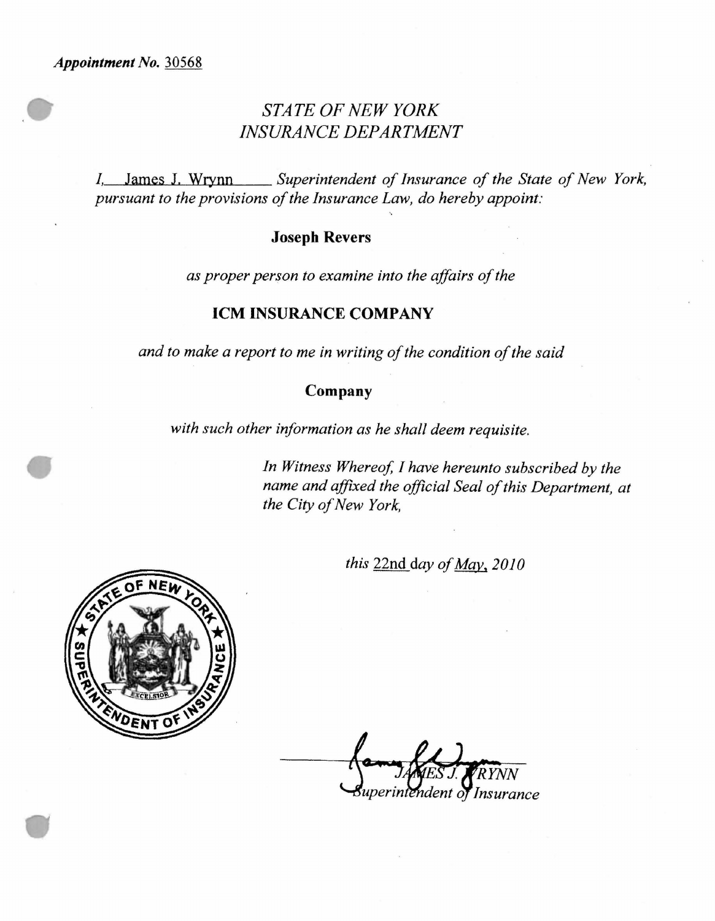*Appointment No.* 30568

## *STATE OF NEW YORK*
## *INSURANCE DEPARTMENT*

*I,* James J. Wrynn *Superintendent of Insurance of the State of New York, pursuant to the provisions of the Insurance Law, do hereby appoint:*

**Joseph Revers**

*as proper person to examine into the affairs of the*

**ICM INSURANCE COMPANY**

*and to make a report to me in writing of the condition of the said*

**Company**

*with such other information as he shall deem requisite.*

*In Witness Whereof, I have hereunto subscribed by the name and affixed the official Seal of this Department, at the City of New York,*

*this* 22nd *day of* May, *2010*

STATE OF NEW YORK ★ SUPERINTENDENT OF INSURANCE ★ EXCELSIOR

*JAMES J. WRYNN*
*Superintendent of Insurance*